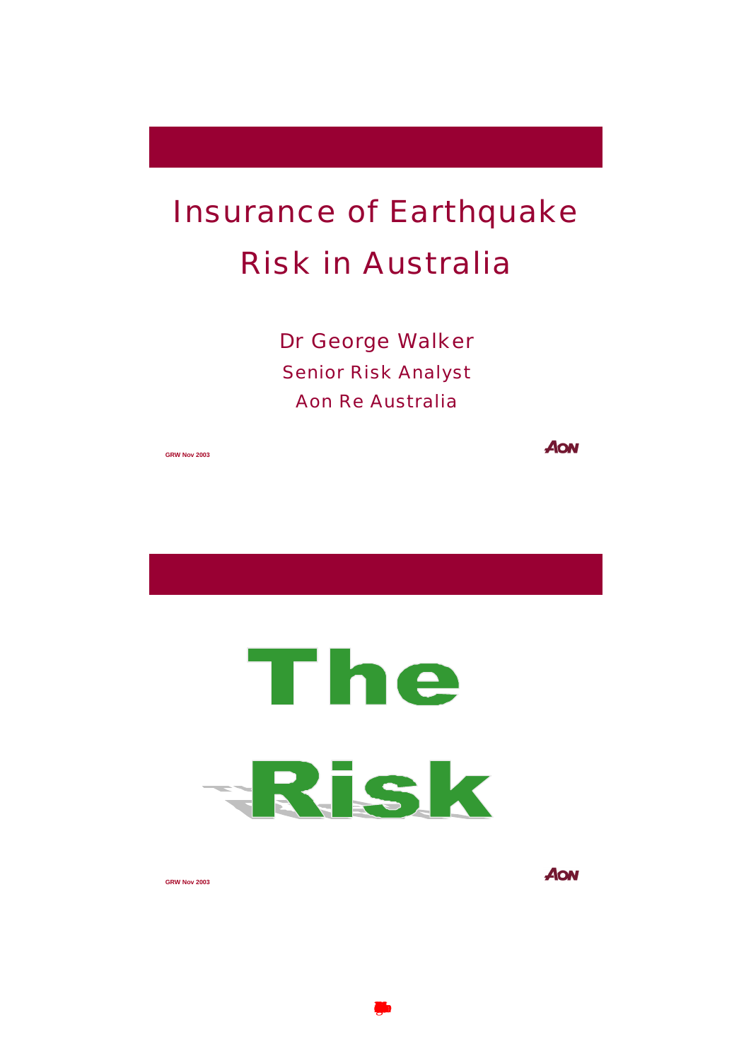# Insurance of Earthquake Risk in Australia

Dr George Walker
Senior Risk Analyst
Aon Re Australia

GRW Nov 2003

# The Risk

GRW Nov 2003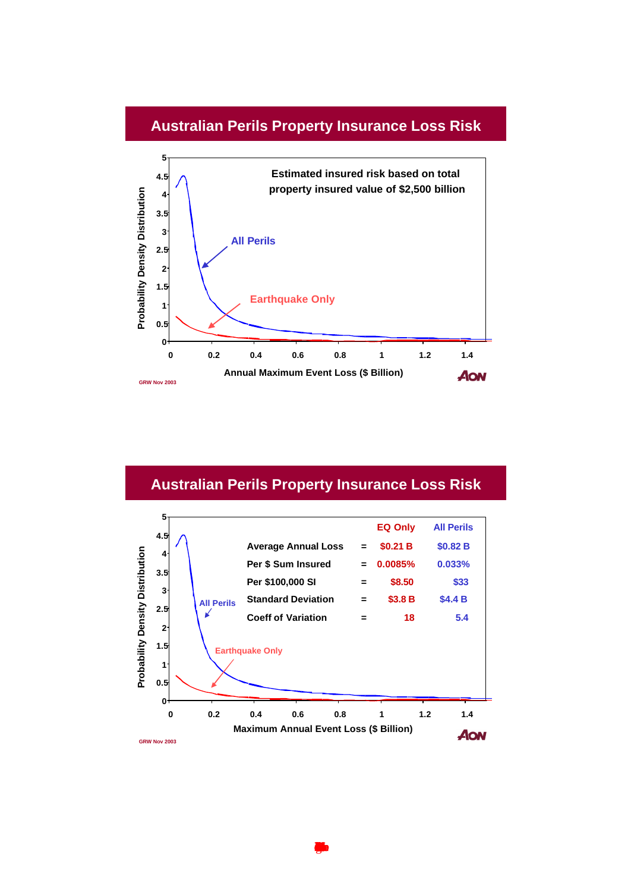## Australian Perils Property Insurance Loss Risk

Estimated insured risk based on total property insured value of $2,500 billion

All Perils

Earthquake Only

Probability Density Distribution

Annual Maximum Event Loss ($ Billion)

GRW Nov 2003

## Australian Perils Property Insurance Loss Risk

| | | EQ Only | All Perils |
|---|---|---|---|
| Average Annual Loss | = | $0.21 B | $0.82 B |
| Per $ Sum Insured | = | 0.0085% | 0.033% |
| Per $100,000 SI | = | $8.50 | $33 |
| Standard Deviation | = | $3.8 B | $4.4 B |
| Coeff of Variation | = | 18 | 5.4 |

All Perils

Earthquake Only

Probability Density Distribution

Maximum Annual Event Loss ($ Billion)

GRW Nov 2003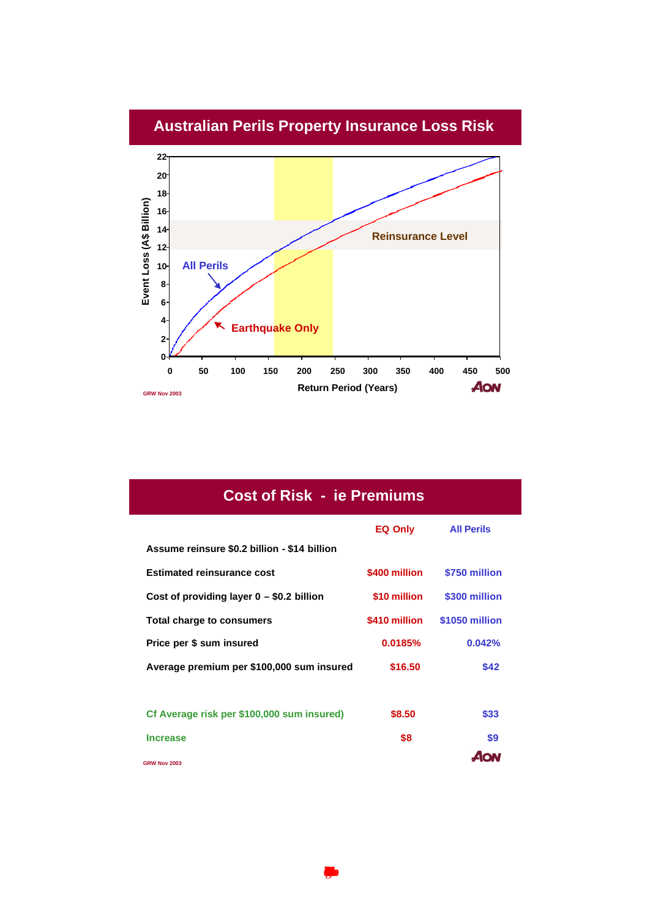## Australian Perils Property Insurance Loss Risk

Event Loss (A$ Billion)

All Perils

Earthquake Only

Reinsurance Level

Return Period (Years)

GRW Nov 2003

AON

## Cost of Risk - ie Premiums

| | EQ Only | All Perils |
|---|---|---|
| Assume reinsure $0.2 billion - $14 billion | | |
| Estimated reinsurance cost | $400 million | $750 million |
| Cost of providing layer 0 – $0.2 billion | $10 million | $300 million |
| Total charge to consumers | $410 million | $1050 million |
| Price per $ sum insured | 0.0185% | 0.042% |
| Average premium per $100,000 sum insured | $16.50 | $42 |
| | | |
| Cf Average risk per $100,000 sum insured) | $8.50 | $33 |
| Increase | $8 | $9 |

GRW Nov 2003

AON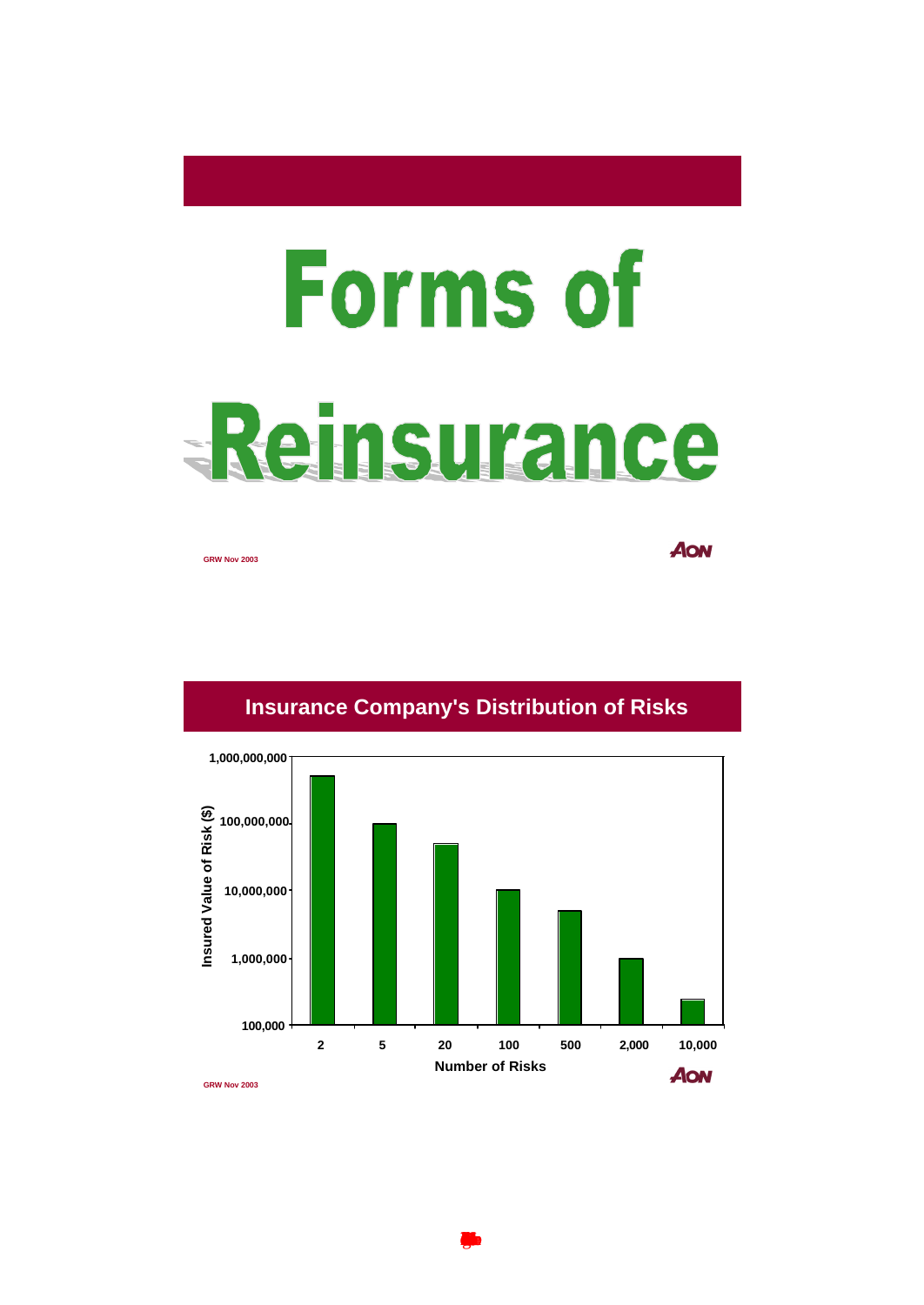# Forms of Reinsurance

GRW Nov 2003

## Insurance Company's Distribution of Risks

| Number of Risks | Insured Value of Risk ($) |
|---|---|
| 2 | 500,000,000 |
| 5 | 100,000,000 |
| 20 | 50,000,000 |
| 100 | 10,000,000 |
| 500 | 5,000,000 |
| 2,000 | 1,000,000 |
| 10,000 | 250,000 |

GRW Nov 2003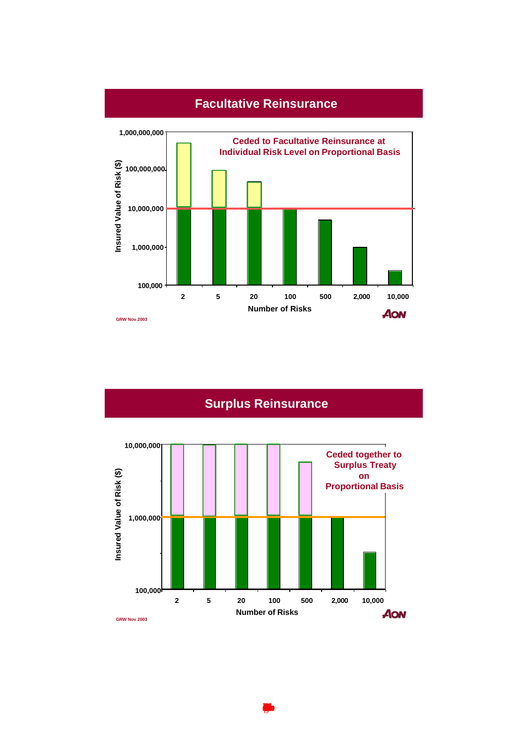## Facultative Reinsurance

Insured Value of Risk ($)

1,000,000,000

100,000,000

10,000,000

1,000,000

100,000

Ceded to Facultative Reinsurance at Individual Risk Level on Proportional Basis

2 | 5 | 20 | 100 | 500 | 2,000 | 10,000

Number of Risks

GRW Nov 2003

AON

## Surplus Reinsurance

Insured Value of Risk ($)

10,000,000

1,000,000

100,000

Ceded together to Surplus Treaty on Proportional Basis

2 | 5 | 20 | 100 | 500 | 2,000 | 10,000

Number of Risks

GRW Nov 2003

AON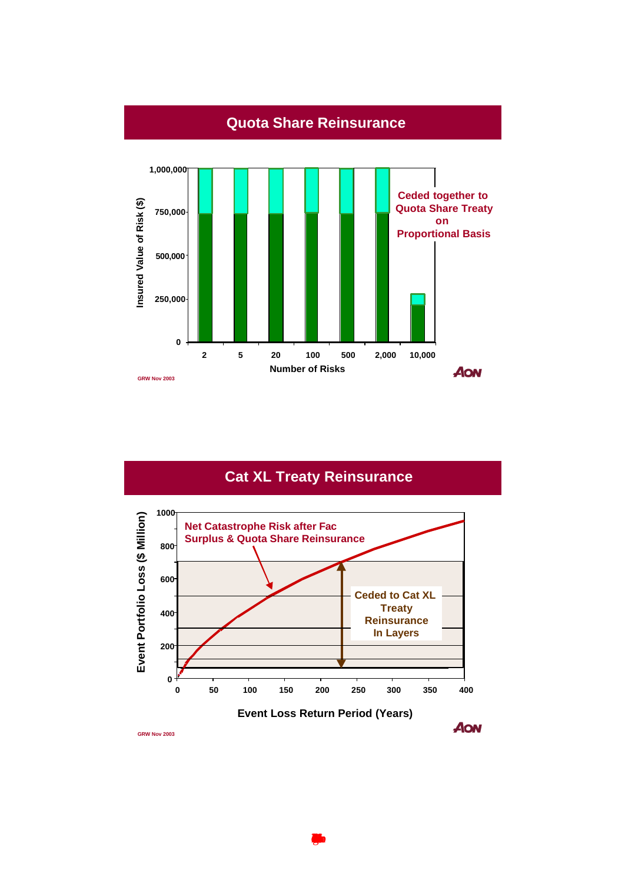## Quota Share Reinsurance

Insured Value of Risk ($)

1,000,000
750,000
500,000
250,000
0

2 5 20 100 500 2,000 10,000

Number of Risks

Ceded together to Quota Share Treaty on Proportional Basis

GRW Nov 2003

## Cat XL Treaty Reinsurance

Event Portfolio Loss ($ Million)

1000
800
600
400
200
0

0 50 100 150 200 250 300 350 400

Event Loss Return Period (Years)

Net Catastrophe Risk after Fac Surplus & Quota Share Reinsurance

Ceded to Cat XL Treaty Reinsurance In Layers

GRW Nov 2003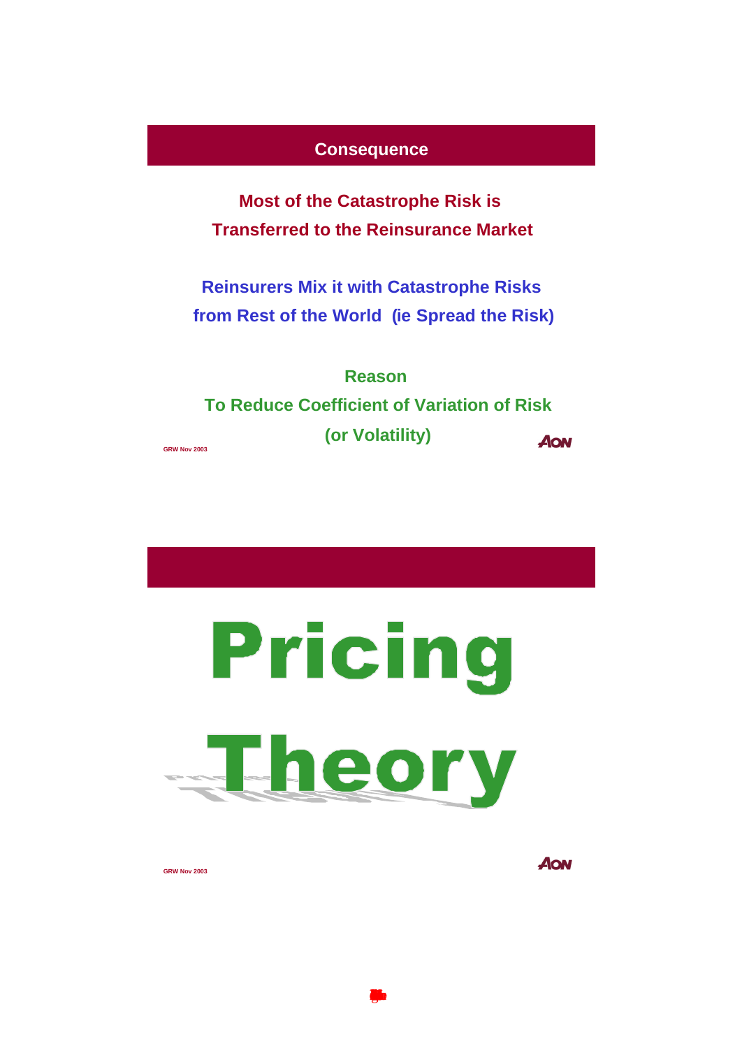## Consequence

**Most of the Catastrophe Risk is Transferred to the Reinsurance Market**

**Reinsurers Mix it with Catastrophe Risks from Rest of the World (ie Spread the Risk)**

**Reason**

**To Reduce Coefficient of Variation of Risk (or Volatility)**

# Pricing Theory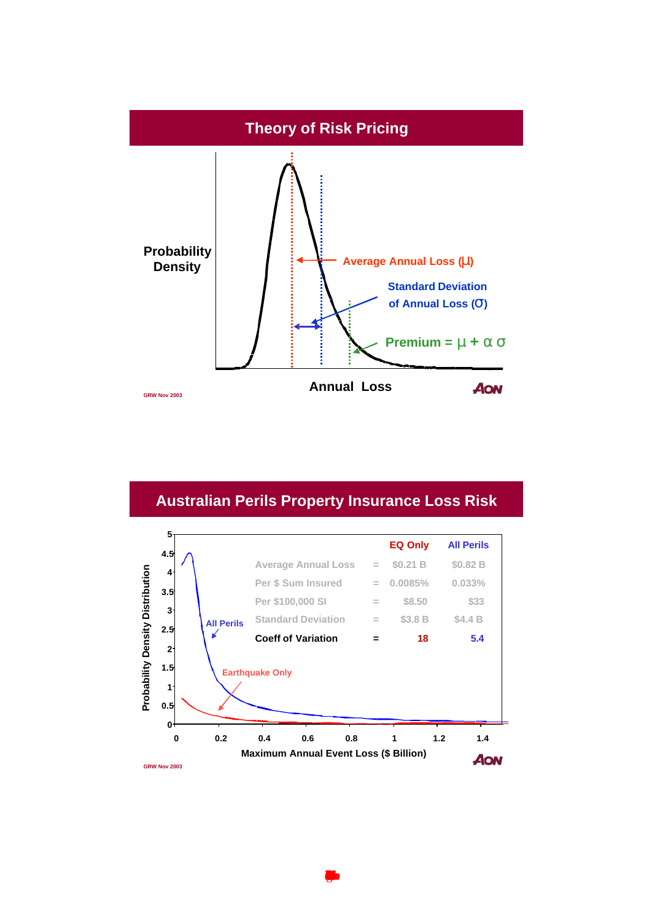## Theory of Risk Pricing

Probability Density

Average Annual Loss ($\mu$)

Standard Deviation of Annual Loss ($\sigma$)

Premium = $\mu + \alpha\,\sigma$

Annual Loss

GRW Nov 2003

## Australian Perils Property Insurance Loss Risk

| | | EQ Only | All Perils |
|---|---|---|---|
| Average Annual Loss | = | \$0.21 B | \$0.82 B |
| Per \$ Sum Insured | = | 0.0085% | 0.033% |
| Per \$100,000 SI | = | \$8.50 | \$33 |
| Standard Deviation | = | \$3.8 B | \$4.4 B |
| **Coeff of Variation** | **=** | **18** | **5.4** |

Probability Density Distribution

All Perils

Earthquake Only

Maximum Annual Event Loss (\$ Billion)

GRW Nov 2003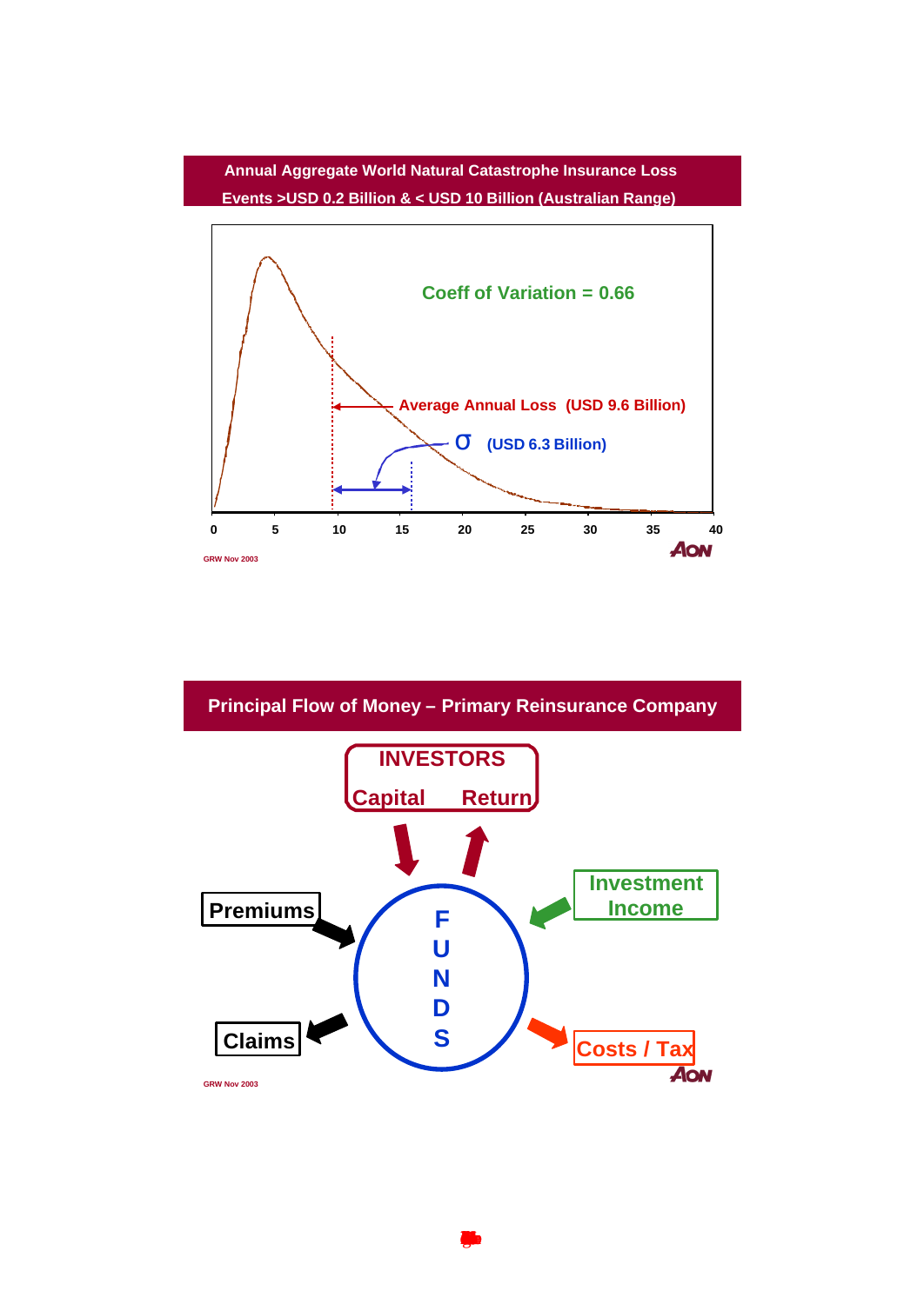## Annual Aggregate World Natural Catastrophe Insurance Loss Events >USD 0.2 Billion & < USD 10 Billion (Australian Range)

Coeff of Variation = 0.66

Average Annual Loss (USD 9.6 Billion)

σ (USD 6.3 Billion)

0 5 10 15 20 25 30 35 40

GRW Nov 2003

AON

## Principal Flow of Money – Primary Reinsurance Company

INVESTORS

Capital Return

Premiums

Investment Income

FUNDS

Claims

Costs / Tax

GRW Nov 2003

AON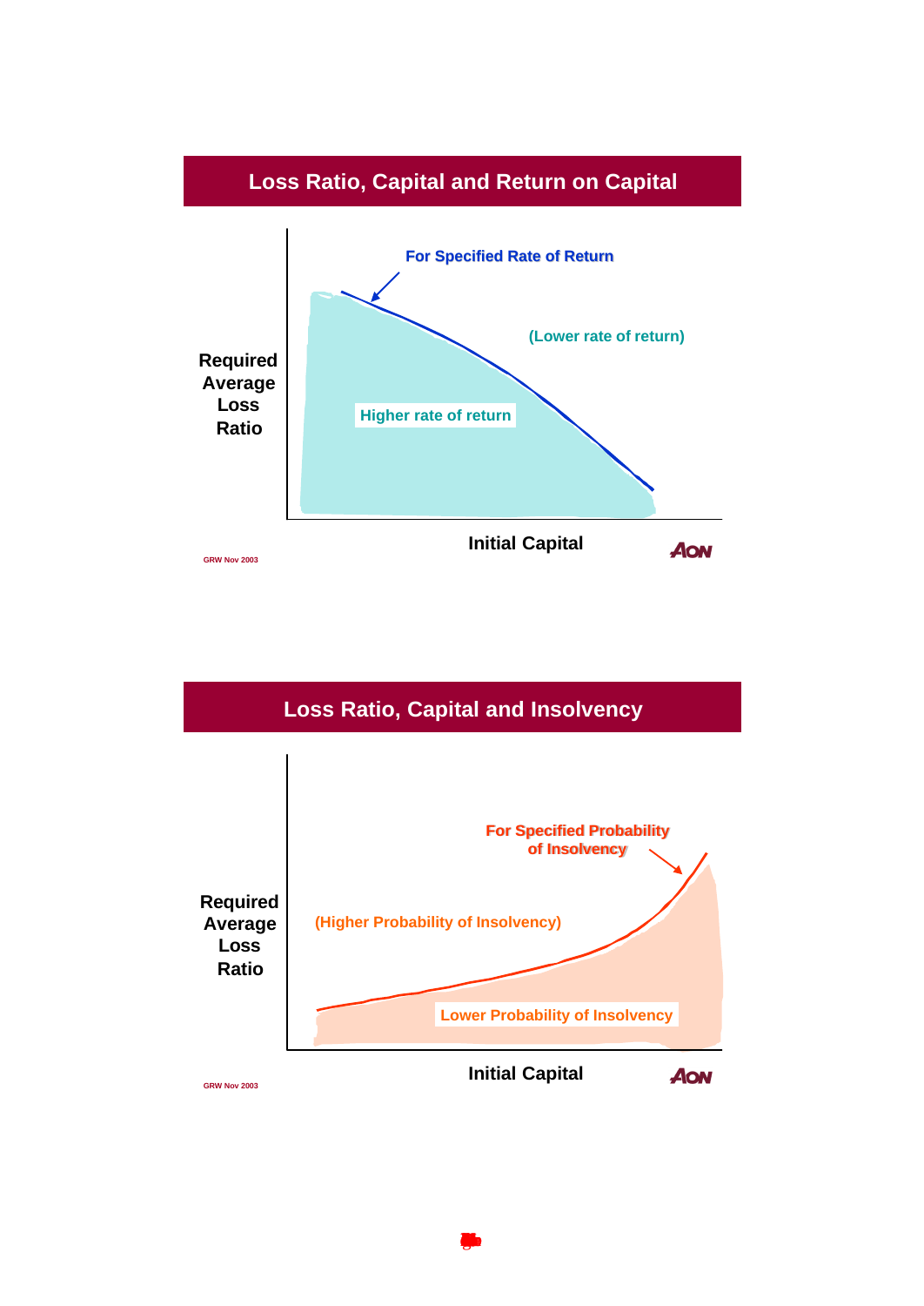## Loss Ratio, Capital and Return on Capital

For Specified Rate of Return

(Lower rate of return)

Higher rate of return

Required Average Loss Ratio

Initial Capital

GRW Nov 2003

## Loss Ratio, Capital and Insolvency

For Specified Probability of Insolvency

(Higher Probability of Insolvency)

Lower Probability of Insolvency

Required Average Loss Ratio

Initial Capital

GRW Nov 2003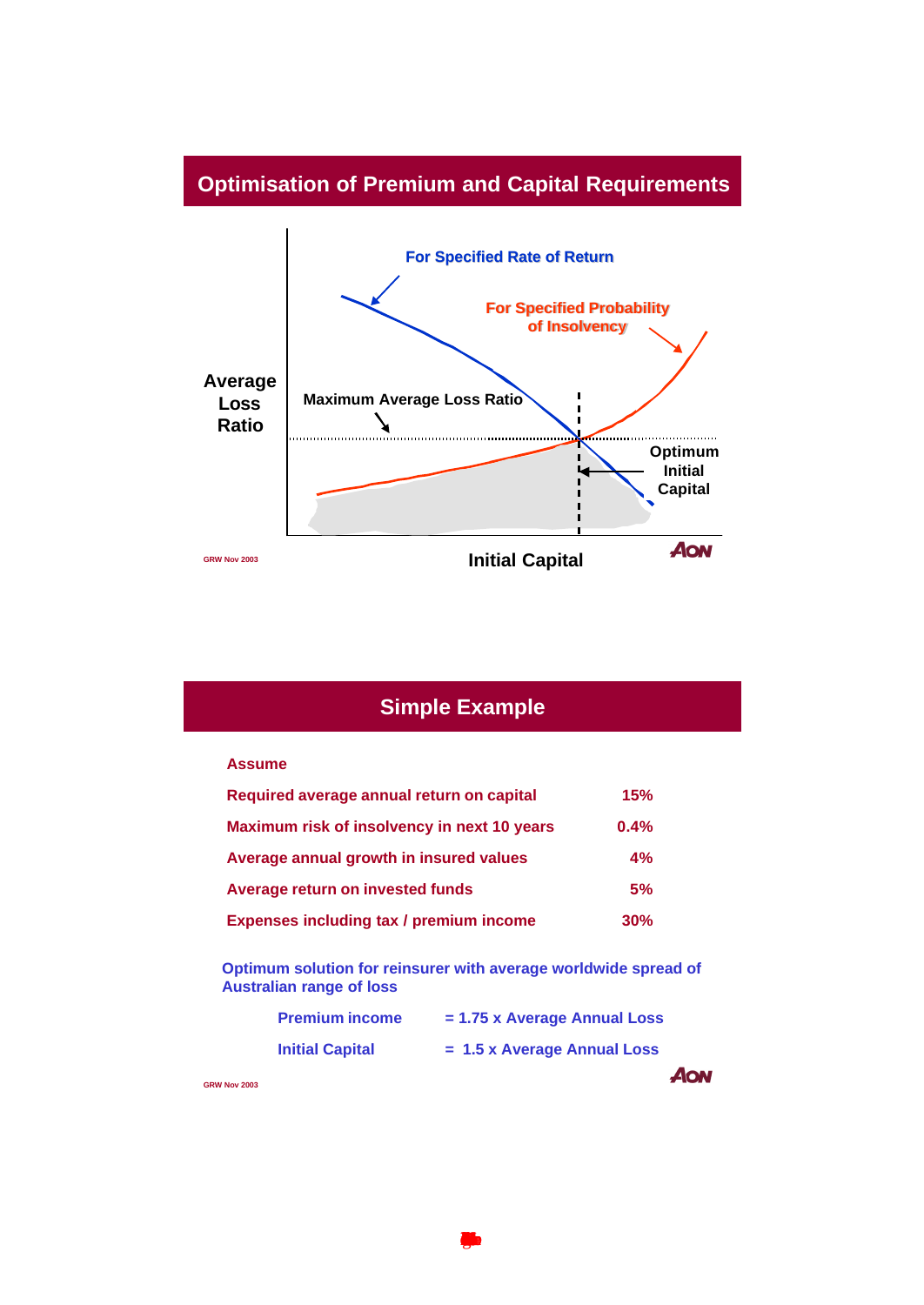## Optimisation of Premium and Capital Requirements

Average Loss Ratio

For Specified Rate of Return

For Specified Probability of Insolvency

Maximum Average Loss Ratio

Optimum Initial Capital

Initial Capital

## Simple Example

**Assume**

| | |
|---|---|
| Required average annual return on capital | 15% |
| Maximum risk of insolvency in next 10 years | 0.4% |
| Average annual growth in insured values | 4% |
| Average return on invested funds | 5% |
| Expenses including tax / premium income | 30% |

Optimum solution for reinsurer with average worldwide spread of Australian range of loss

| | |
|---|---|
| Premium income | = 1.75 x Average Annual Loss |
| Initial Capital | = 1.5 x Average Annual Loss |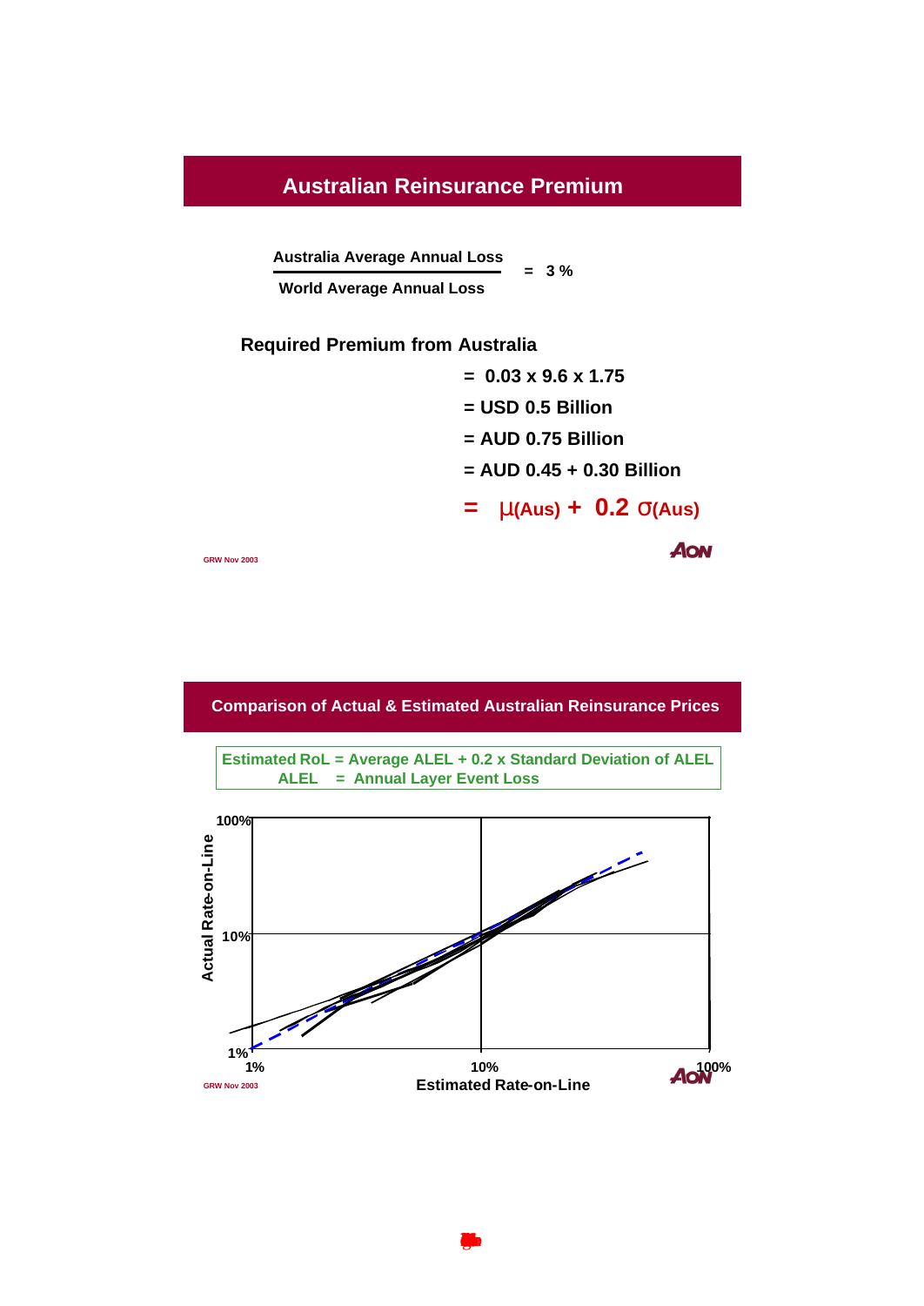## Australian Reinsurance Premium

$$\frac{\text{Australia Average Annual Loss}}{\text{World Average Annual Loss}} = 3\%$$

**Required Premium from Australia**

= 0.03 x 9.6 x 1.75

= USD 0.5 Billion

= AUD 0.75 Billion

= AUD 0.45 + 0.30 Billion

= $\mu$(Aus) + 0.2 $\sigma$(Aus)

GRW Nov 2003

## Comparison of Actual & Estimated Australian Reinsurance Prices

Estimated RoL = Average ALEL + 0.2 x Standard Deviation of ALEL
ALEL = Annual Layer Event Loss

Actual Rate-on-Line (1%, 10%, 100%)

Estimated Rate-on-Line (1%, 10%, 100%)

GRW Nov 2003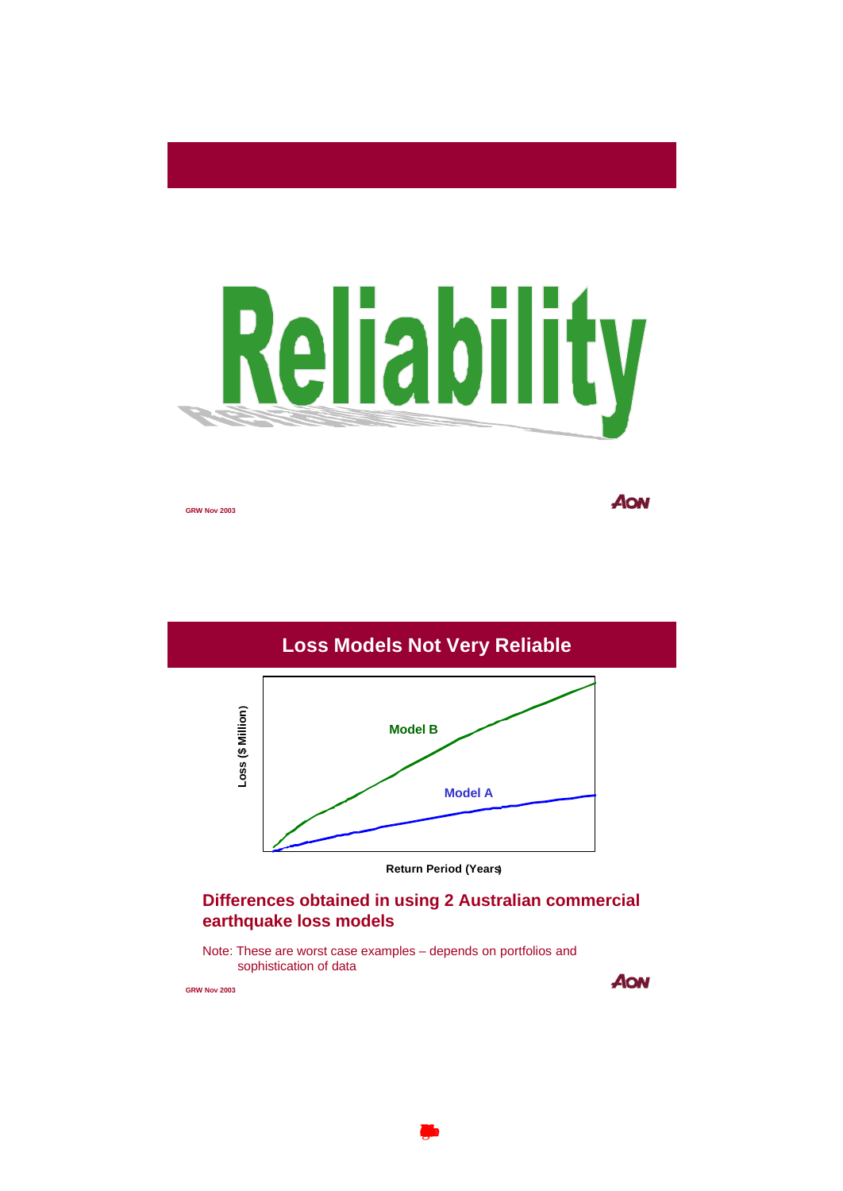# Reliability

## Loss Models Not Very Reliable

Loss ($ Million)

Model B

Model A

Return Period (Years)

**Differences obtained in using 2 Australian commercial earthquake loss models**

Note: These are worst case examples – depends on portfolios and sophistication of data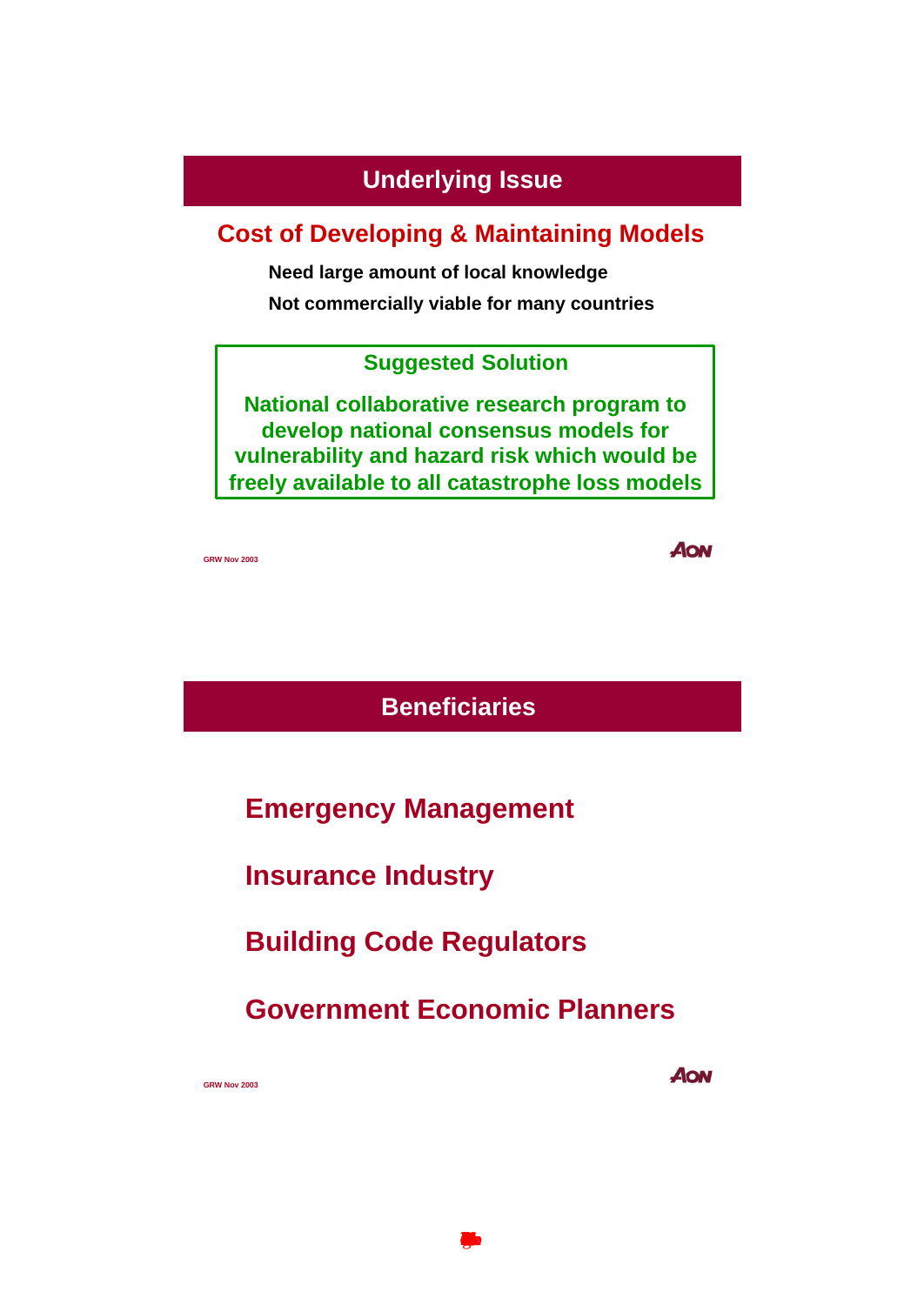## Underlying Issue

### Cost of Developing & Maintaining Models

Need large amount of local knowledge

Not commercially viable for many countries

**Suggested Solution**

**National collaborative research program to develop national consensus models for vulnerability and hazard risk which would be freely available to all catastrophe loss models**

## Beneficiaries

**Emergency Management**

**Insurance Industry**

**Building Code Regulators**

**Government Economic Planners**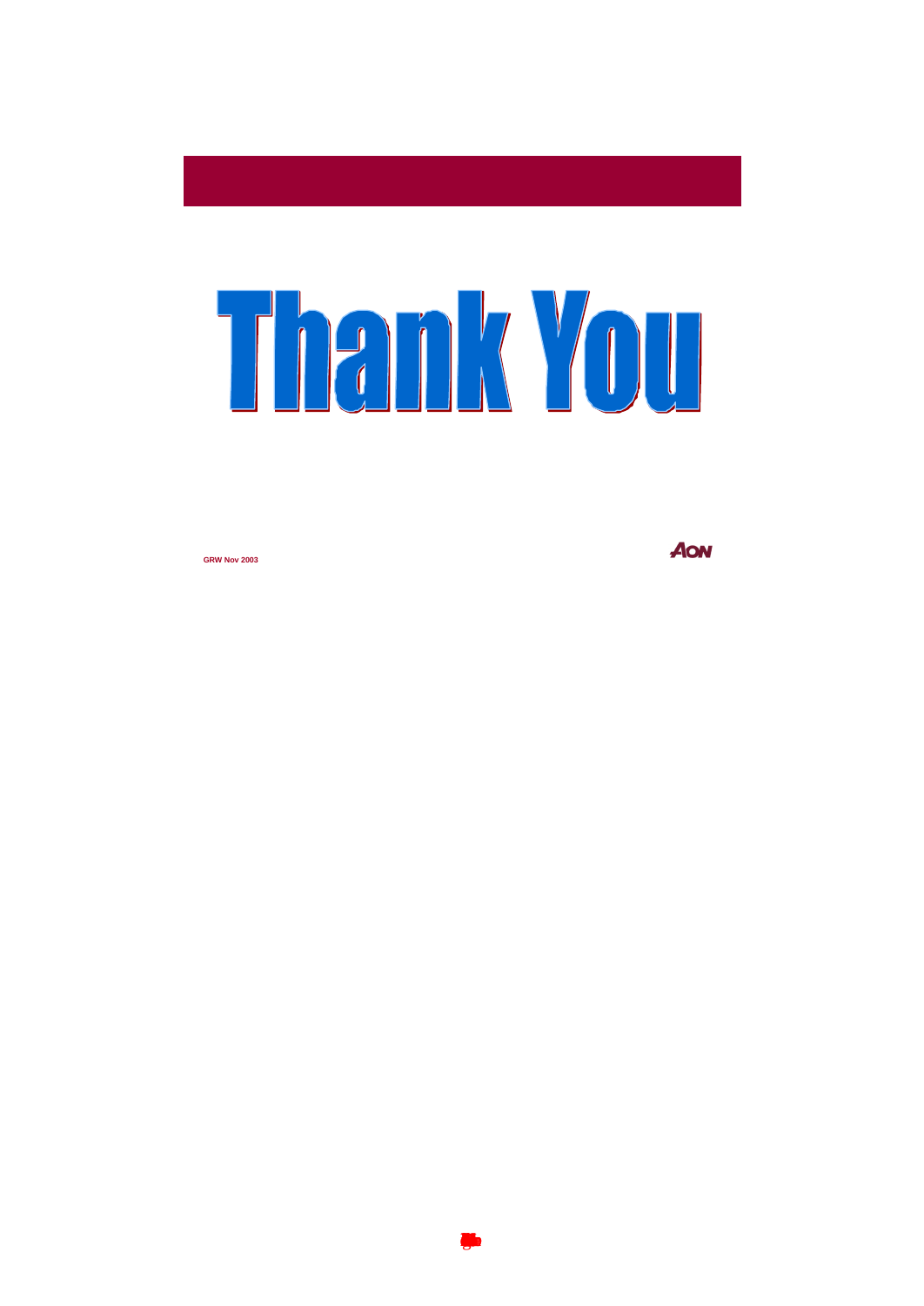# Thank You

GRW Nov 2003

AON